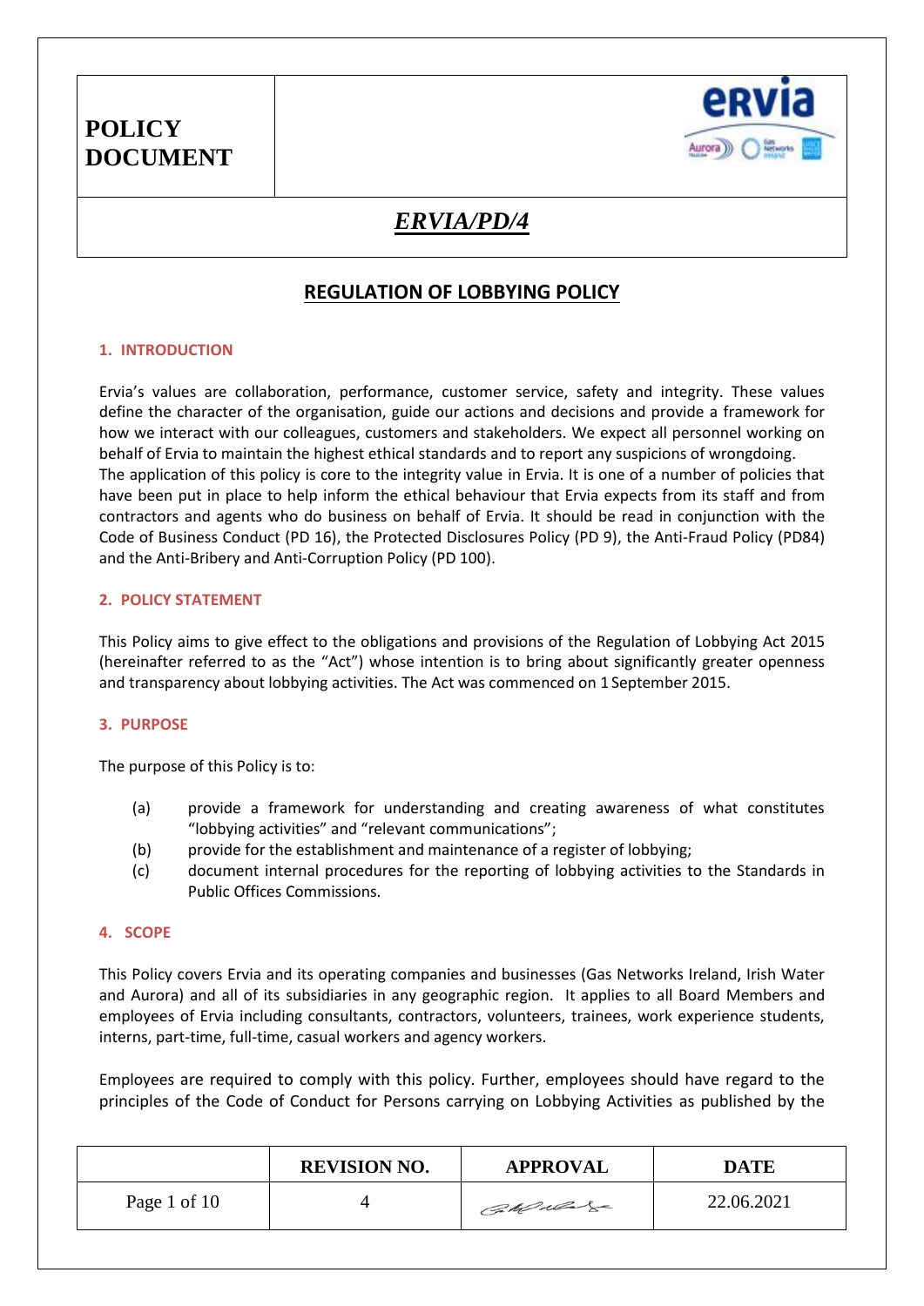# POLICY DOCUMENT

## *ERVIA/PD/4*

## REGULATION OF LOBBYING POLICY

### 1. INTRODUCTION

Ervia's values are collaboration, performance, customer service, safety and integrity. These values define the character of the organisation, guide our actions and decisions and provide a framework for how we interact with our colleagues, customers and stakeholders. We expect all personnel working on behalf of Ervia to maintain the highest ethical standards and to report any suspicions of wrongdoing.
The application of this policy is core to the integrity value in Ervia. It is one of a number of policies that have been put in place to help inform the ethical behaviour that Ervia expects from its staff and from contractors and agents who do business on behalf of Ervia. It should be read in conjunction with the Code of Business Conduct (PD 16), the Protected Disclosures Policy (PD 9), the Anti-Fraud Policy (PD84) and the Anti-Bribery and Anti-Corruption Policy (PD 100).

### 2. POLICY STATEMENT

This Policy aims to give effect to the obligations and provisions of the Regulation of Lobbying Act 2015 (hereinafter referred to as the "Act") whose intention is to bring about significantly greater openness and transparency about lobbying activities. The Act was commenced on 1 September 2015.

### 3. PURPOSE

The purpose of this Policy is to:

(a) provide a framework for understanding and creating awareness of what constitutes "lobbying activities" and "relevant communications";
(b) provide for the establishment and maintenance of a register of lobbying;
(c) document internal procedures for the reporting of lobbying activities to the Standards in Public Offices Commissions.

### 4. SCOPE

This Policy covers Ervia and its operating companies and businesses (Gas Networks Ireland, Irish Water and Aurora) and all of its subsidiaries in any geographic region. It applies to all Board Members and employees of Ervia including consultants, contractors, volunteers, trainees, work experience students, interns, part-time, full-time, casual workers and agency workers.

Employees are required to comply with this policy. Further, employees should have regard to the principles of the Code of Conduct for Persons carrying on Lobbying Activities as published by the

| | REVISION NO. | APPROVAL | DATE |
|---|---|---|---|
| Page 1 of 10 | 4 | [signature] | 22.06.2021 |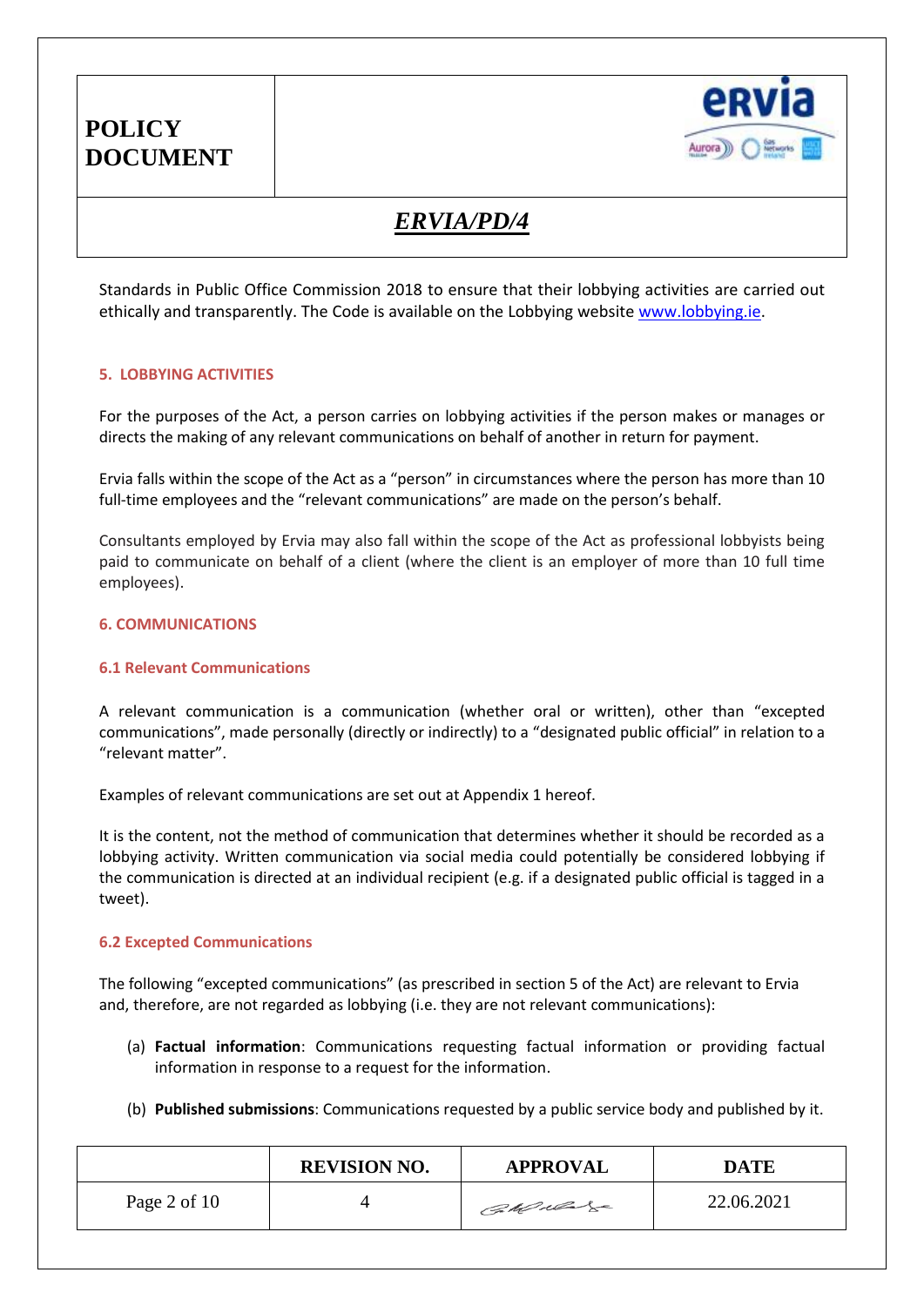Standards in Public Office Commission 2018 to ensure that their lobbying activities are carried out ethically and transparently. The Code is available on the Lobbying website www.lobbying.ie.

## 5. LOBBYING ACTIVITIES

For the purposes of the Act, a person carries on lobbying activities if the person makes or manages or directs the making of any relevant communications on behalf of another in return for payment.

Ervia falls within the scope of the Act as a "person" in circumstances where the person has more than 10 full-time employees and the "relevant communications" are made on the person's behalf.

Consultants employed by Ervia may also fall within the scope of the Act as professional lobbyists being paid to communicate on behalf of a client (where the client is an employer of more than 10 full time employees).

## 6. COMMUNICATIONS

### 6.1 Relevant Communications

A relevant communication is a communication (whether oral or written), other than "excepted communications", made personally (directly or indirectly) to a "designated public official" in relation to a "relevant matter".

Examples of relevant communications are set out at Appendix 1 hereof.

It is the content, not the method of communication that determines whether it should be recorded as a lobbying activity. Written communication via social media could potentially be considered lobbying if the communication is directed at an individual recipient (e.g. if a designated public official is tagged in a tweet).

### 6.2 Excepted Communications

The following "excepted communications" (as prescribed in section 5 of the Act) are relevant to Ervia and, therefore, are not regarded as lobbying (i.e. they are not relevant communications):

(a) **Factual information**: Communications requesting factual information or providing factual information in response to a request for the information.

(b) **Published submissions**: Communications requested by a public service body and published by it.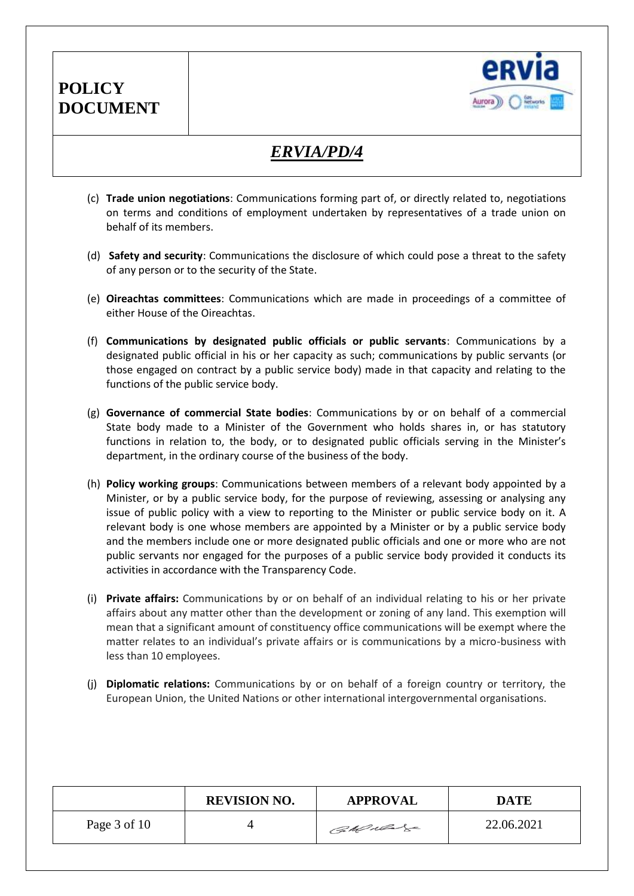(c) **Trade union negotiations**: Communications forming part of, or directly related to, negotiations on terms and conditions of employment undertaken by representatives of a trade union on behalf of its members.

(d) **Safety and security**: Communications the disclosure of which could pose a threat to the safety of any person or to the security of the State.

(e) **Oireachtas committees**: Communications which are made in proceedings of a committee of either House of the Oireachtas.

(f) **Communications by designated public officials or public servants**: Communications by a designated public official in his or her capacity as such; communications by public servants (or those engaged on contract by a public service body) made in that capacity and relating to the functions of the public service body.

(g) **Governance of commercial State bodies**: Communications by or on behalf of a commercial State body made to a Minister of the Government who holds shares in, or has statutory functions in relation to, the body, or to designated public officials serving in the Minister's department, in the ordinary course of the business of the body.

(h) **Policy working groups**: Communications between members of a relevant body appointed by a Minister, or by a public service body, for the purpose of reviewing, assessing or analysing any issue of public policy with a view to reporting to the Minister or public service body on it. A relevant body is one whose members are appointed by a Minister or by a public service body and the members include one or more designated public officials and one or more who are not public servants nor engaged for the purposes of a public service body provided it conducts its activities in accordance with the Transparency Code.

(i) **Private affairs:** Communications by or on behalf of an individual relating to his or her private affairs about any matter other than the development or zoning of any land. This exemption will mean that a significant amount of constituency office communications will be exempt where the matter relates to an individual's private affairs or is communications by a micro-business with less than 10 employees.

(j) **Diplomatic relations:** Communications by or on behalf of a foreign country or territory, the European Union, the United Nations or other international intergovernmental organisations.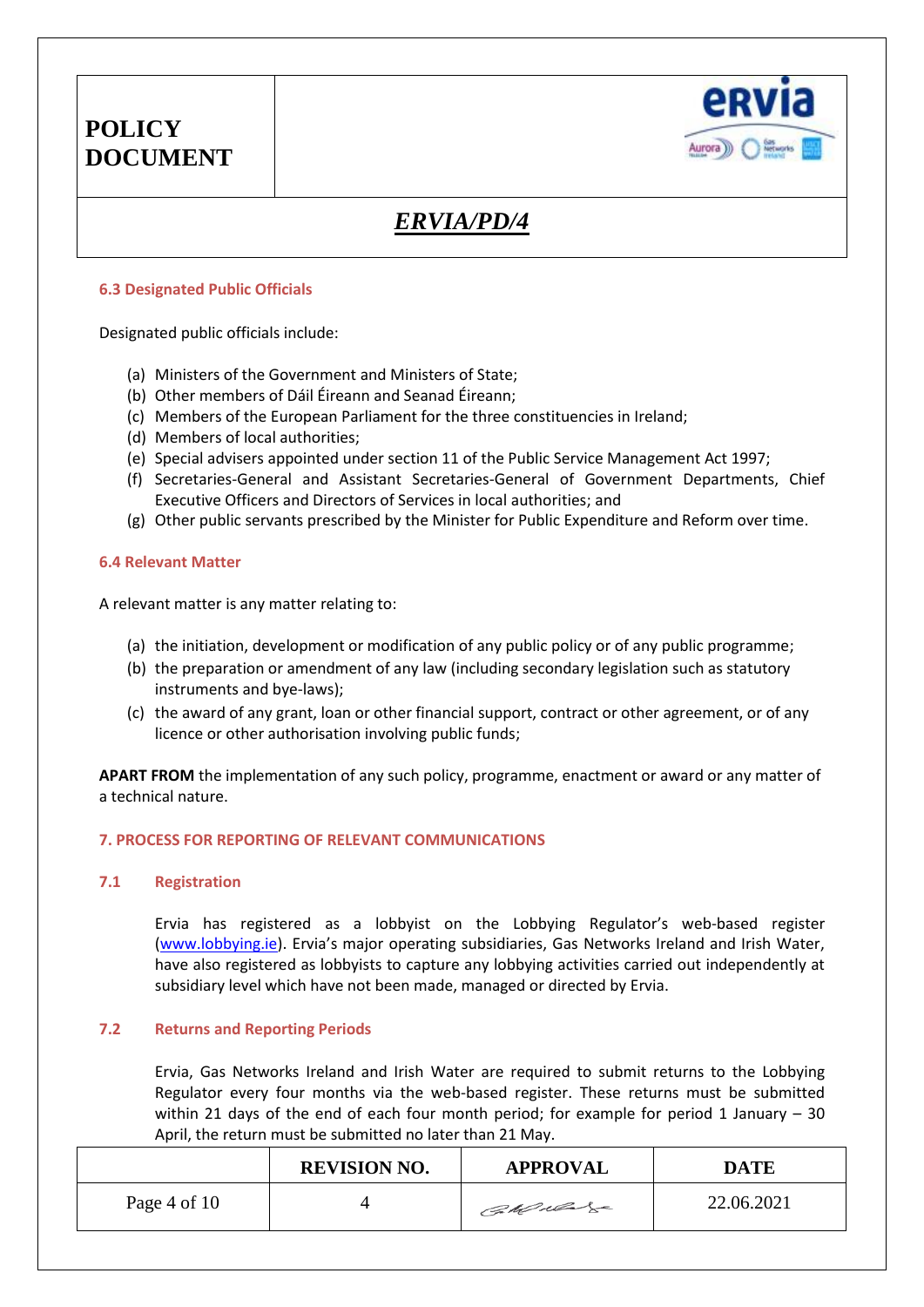### 6.3 Designated Public Officials

Designated public officials include:

(a) Ministers of the Government and Ministers of State;
(b) Other members of Dáil Éireann and Seanad Éireann;
(c) Members of the European Parliament for the three constituencies in Ireland;
(d) Members of local authorities;
(e) Special advisers appointed under section 11 of the Public Service Management Act 1997;
(f) Secretaries-General and Assistant Secretaries-General of Government Departments, Chief Executive Officers and Directors of Services in local authorities; and
(g) Other public servants prescribed by the Minister for Public Expenditure and Reform over time.

### 6.4 Relevant Matter

A relevant matter is any matter relating to:

(a) the initiation, development or modification of any public policy or of any public programme;
(b) the preparation or amendment of any law (including secondary legislation such as statutory instruments and bye-laws);
(c) the award of any grant, loan or other financial support, contract or other agreement, or of any licence or other authorisation involving public funds;

**APART FROM** the implementation of any such policy, programme, enactment or award or any matter of a technical nature.

## 7. PROCESS FOR REPORTING OF RELEVANT COMMUNICATIONS

### 7.1 Registration

Ervia has registered as a lobbyist on the Lobbying Regulator's web-based register (www.lobbying.ie). Ervia's major operating subsidiaries, Gas Networks Ireland and Irish Water, have also registered as lobbyists to capture any lobbying activities carried out independently at subsidiary level which have not been made, managed or directed by Ervia.

### 7.2 Returns and Reporting Periods

Ervia, Gas Networks Ireland and Irish Water are required to submit returns to the Lobbying Regulator every four months via the web-based register. These returns must be submitted within 21 days of the end of each four month period; for example for period 1 January – 30 April, the return must be submitted no later than 21 May.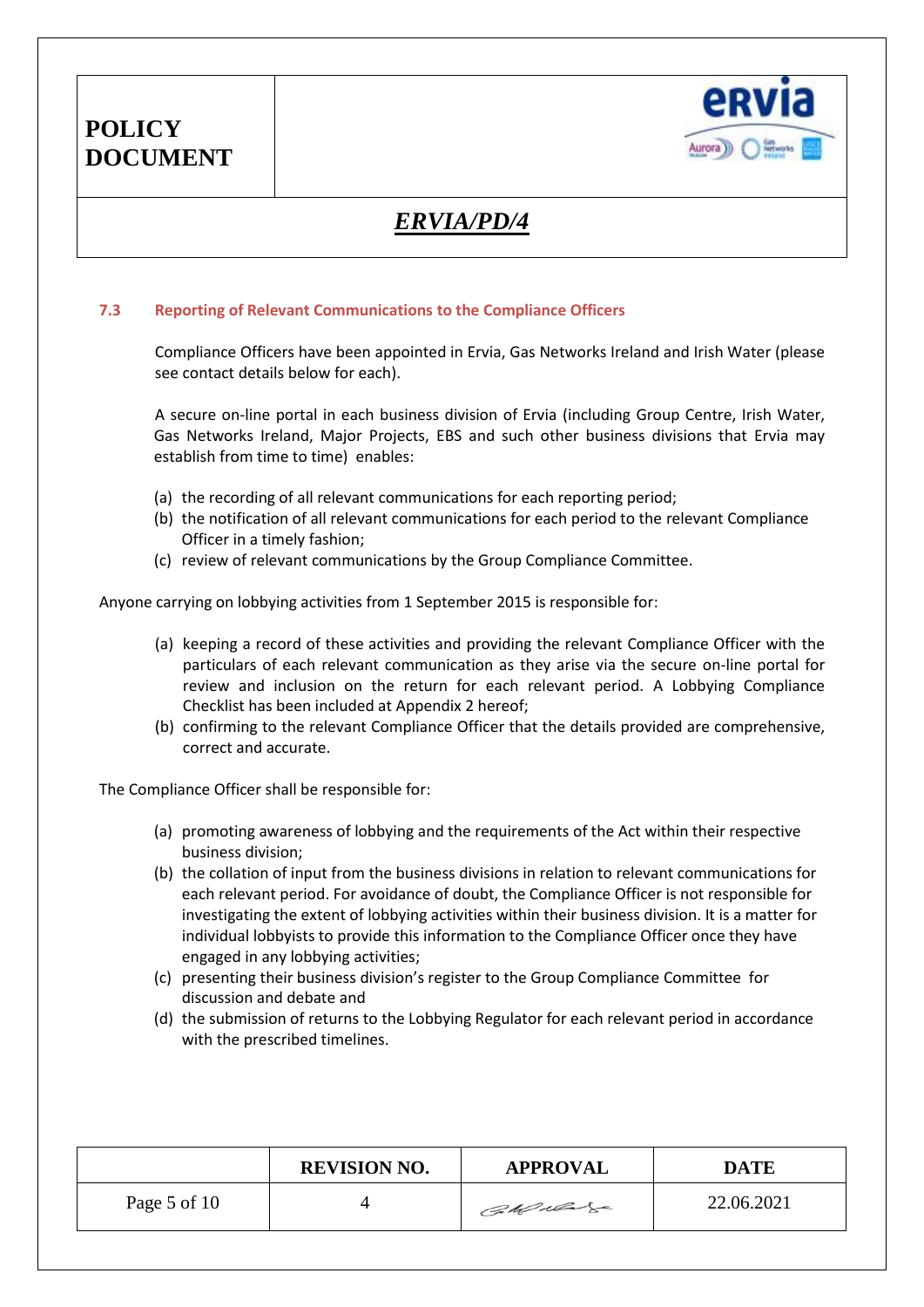### 7.3 Reporting of Relevant Communications to the Compliance Officers

Compliance Officers have been appointed in Ervia, Gas Networks Ireland and Irish Water (please see contact details below for each).

A secure on-line portal in each business division of Ervia (including Group Centre, Irish Water, Gas Networks Ireland, Major Projects, EBS and such other business divisions that Ervia may establish from time to time) enables:

(a) the recording of all relevant communications for each reporting period;
(b) the notification of all relevant communications for each period to the relevant Compliance Officer in a timely fashion;
(c) review of relevant communications by the Group Compliance Committee.

Anyone carrying on lobbying activities from 1 September 2015 is responsible for:

(a) keeping a record of these activities and providing the relevant Compliance Officer with the particulars of each relevant communication as they arise via the secure on-line portal for review and inclusion on the return for each relevant period. A Lobbying Compliance Checklist has been included at Appendix 2 hereof;
(b) confirming to the relevant Compliance Officer that the details provided are comprehensive, correct and accurate.

The Compliance Officer shall be responsible for:

(a) promoting awareness of lobbying and the requirements of the Act within their respective business division;
(b) the collation of input from the business divisions in relation to relevant communications for each relevant period. For avoidance of doubt, the Compliance Officer is not responsible for investigating the extent of lobbying activities within their business division. It is a matter for individual lobbyists to provide this information to the Compliance Officer once they have engaged in any lobbying activities;
(c) presenting their business division's register to the Group Compliance Committee for discussion and debate and
(d) the submission of returns to the Lobbying Regulator for each relevant period in accordance with the prescribed timelines.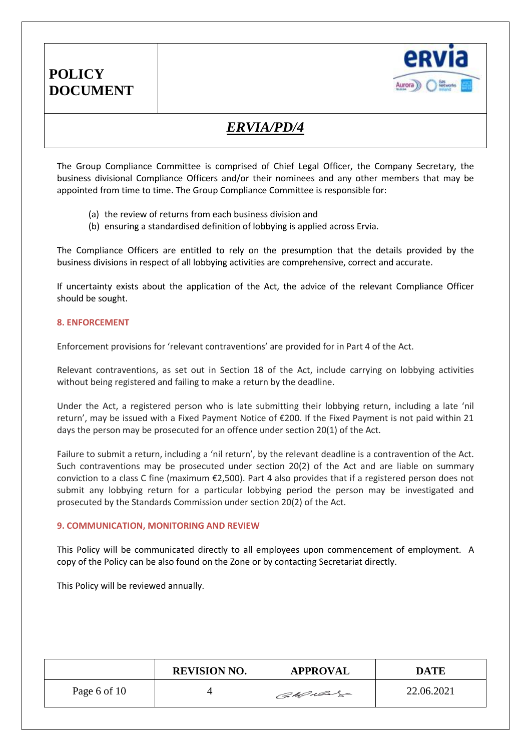The Group Compliance Committee is comprised of Chief Legal Officer, the Company Secretary, the business divisional Compliance Officers and/or their nominees and any other members that may be appointed from time to time. The Group Compliance Committee is responsible for:

(a) the review of returns from each business division and
(b) ensuring a standardised definition of lobbying is applied across Ervia.

The Compliance Officers are entitled to rely on the presumption that the details provided by the business divisions in respect of all lobbying activities are comprehensive, correct and accurate.

If uncertainty exists about the application of the Act, the advice of the relevant Compliance Officer should be sought.

## 8. ENFORCEMENT

Enforcement provisions for 'relevant contraventions' are provided for in Part 4 of the Act.

Relevant contraventions, as set out in Section 18 of the Act, include carrying on lobbying activities without being registered and failing to make a return by the deadline.

Under the Act, a registered person who is late submitting their lobbying return, including a late 'nil return', may be issued with a Fixed Payment Notice of €200. If the Fixed Payment is not paid within 21 days the person may be prosecuted for an offence under section 20(1) of the Act.

Failure to submit a return, including a 'nil return', by the relevant deadline is a contravention of the Act. Such contraventions may be prosecuted under section 20(2) of the Act and are liable on summary conviction to a class C fine (maximum €2,500). Part 4 also provides that if a registered person does not submit any lobbying return for a particular lobbying period the person may be investigated and prosecuted by the Standards Commission under section 20(2) of the Act.

## 9. COMMUNICATION, MONITORING AND REVIEW

This Policy will be communicated directly to all employees upon commencement of employment. A copy of the Policy can be also found on the Zone or by contacting Secretariat directly.

This Policy will be reviewed annually.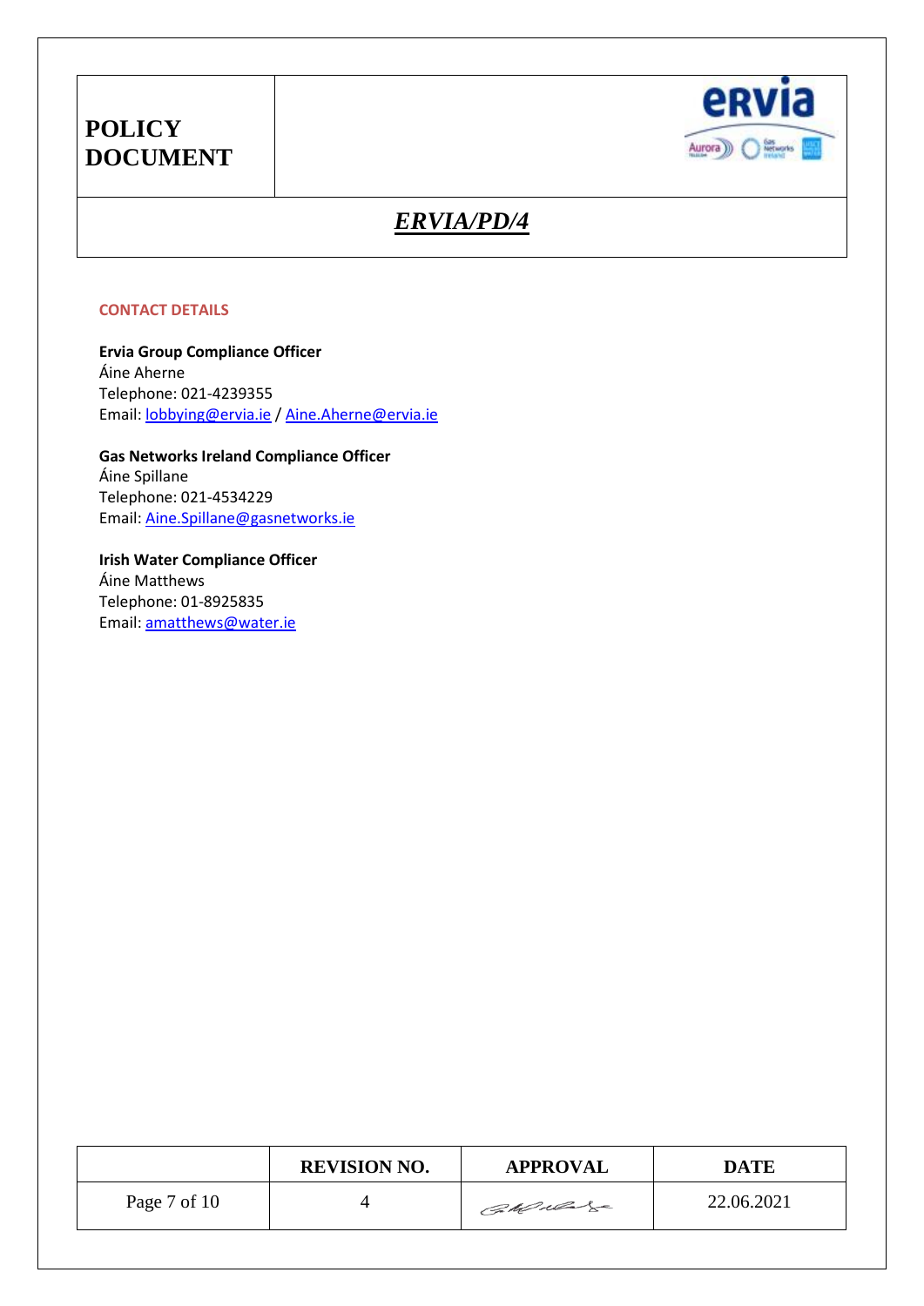## CONTACT DETAILS

**Ervia Group Compliance Officer**
Áine Aherne
Telephone: 021-4239355
Email: lobbying@ervia.ie / Aine.Aherne@ervia.ie

**Gas Networks Ireland Compliance Officer**
Áine Spillane
Telephone: 021-4534229
Email: Aine.Spillane@gasnetworks.ie

**Irish Water Compliance Officer**
Áine Matthews
Telephone: 01-8925835
Email: amatthews@water.ie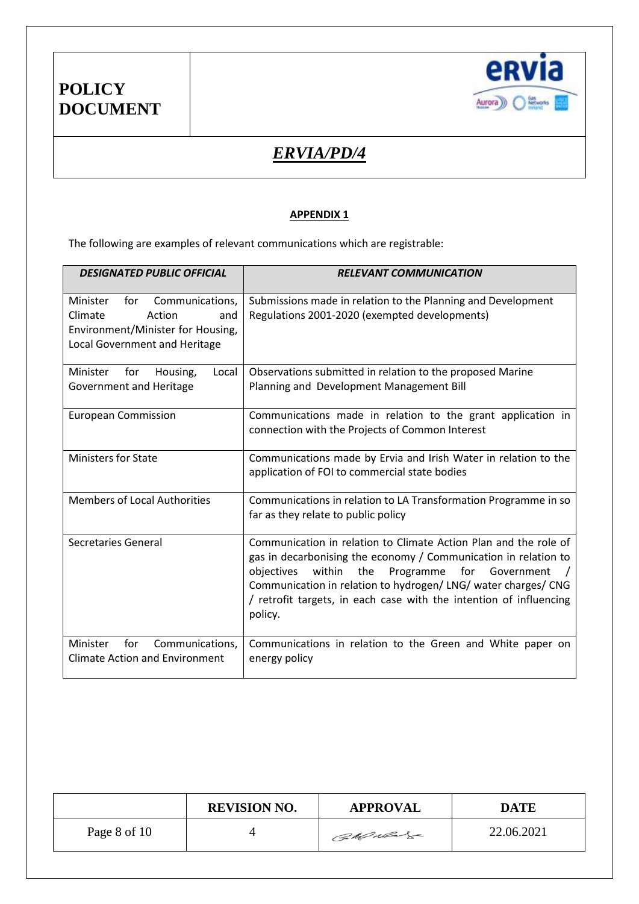## APPENDIX 1

The following are examples of relevant communications which are registrable:

| *DESIGNATED PUBLIC OFFICIAL* | *RELEVANT COMMUNICATION* |
|---|---|
| Minister for Communications, Climate Action and Environment/Minister for Housing, Local Government and Heritage | Submissions made in relation to the Planning and Development Regulations 2001-2020 (exempted developments) |
| Minister for Housing, Local Government and Heritage | Observations submitted in relation to the proposed Marine Planning and Development Management Bill |
| European Commission | Communications made in relation to the grant application in connection with the Projects of Common Interest |
| Ministers for State | Communications made by Ervia and Irish Water in relation to the application of FOI to commercial state bodies |
| Members of Local Authorities | Communications in relation to LA Transformation Programme in so far as they relate to public policy |
| Secretaries General | Communication in relation to Climate Action Plan and the role of gas in decarbonising the economy / Communication in relation to objectives within the Programme for Government / Communication in relation to hydrogen/ LNG/ water charges/ CNG / retrofit targets, in each case with the intention of influencing policy. |
| Minister for Communications, Climate Action and Environment | Communications in relation to the Green and White paper on energy policy |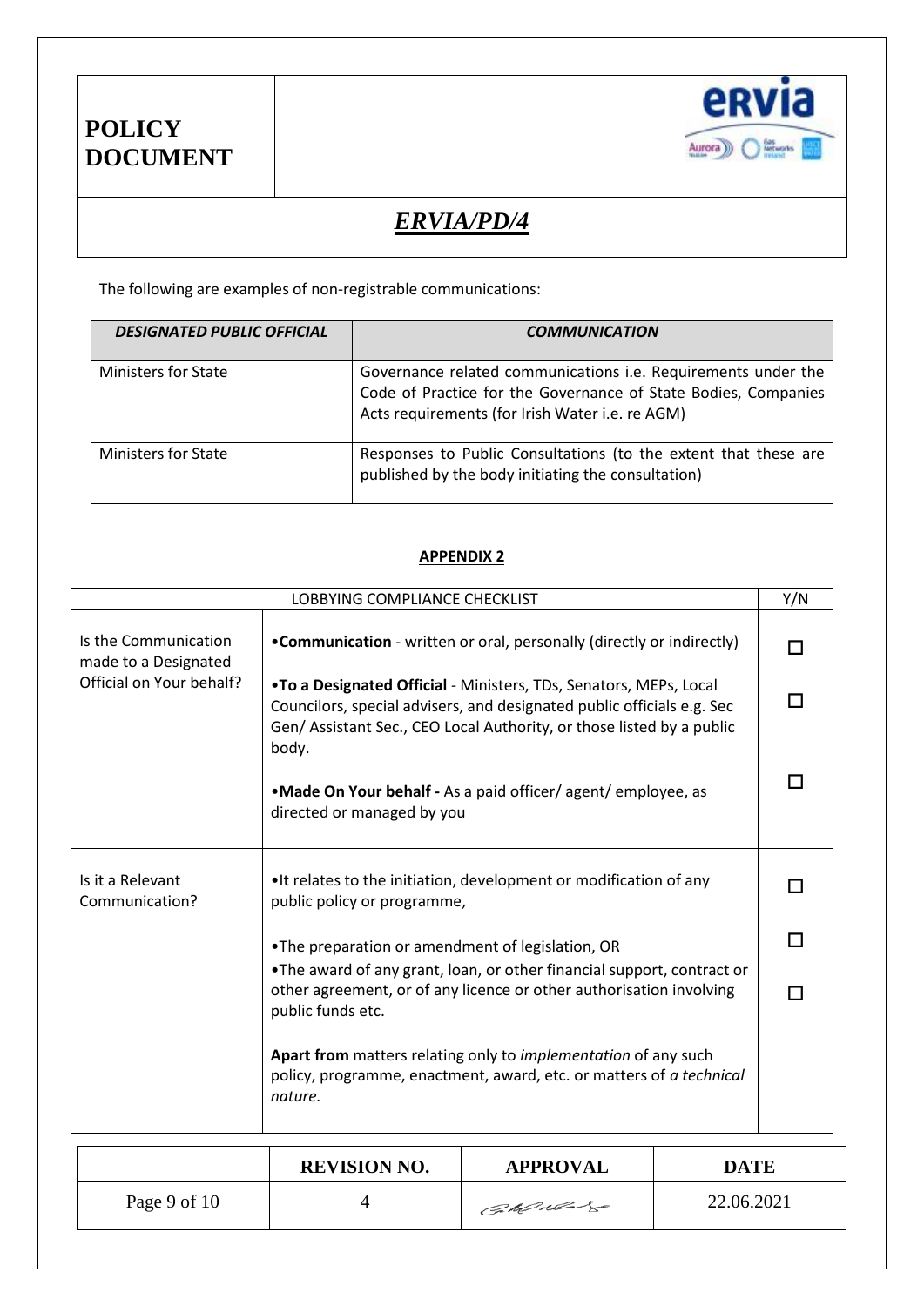The following are examples of non-registrable communications:

| *DESIGNATED PUBLIC OFFICIAL* | *COMMUNICATION* |
|---|---|
| Ministers for State | Governance related communications i.e. Requirements under the Code of Practice for the Governance of State Bodies, Companies Acts requirements (for Irish Water i.e. re AGM) |
| Ministers for State | Responses to Public Consultations (to the extent that these are published by the body initiating the consultation) |

## APPENDIX 2

| LOBBYING COMPLIANCE CHECKLIST | | Y/N |
|---|---|---|
| Is the Communication made to a Designated Official on Your behalf? | •**Communication** - written or oral, personally (directly or indirectly) | ☐ |
| | •**To a Designated Official** - Ministers, TDs, Senators, MEPs, Local Councilors, special advisers, and designated public officials e.g. Sec Gen/ Assistant Sec., CEO Local Authority, or those listed by a public body. | ☐ |
| | •**Made On Your behalf -** As a paid officer/ agent/ employee, as directed or managed by you | ☐ |
| Is it a Relevant Communication? | •It relates to the initiation, development or modification of any public policy or programme, | ☐ |
| | •The preparation or amendment of legislation, OR | ☐ |
| | •The award of any grant, loan, or other financial support, contract or other agreement, or of any licence or other authorisation involving public funds etc. | ☐ |
| | **Apart from** matters relating only to *implementation* of any such policy, programme, enactment, award, etc. or matters of *a technical nature.* | |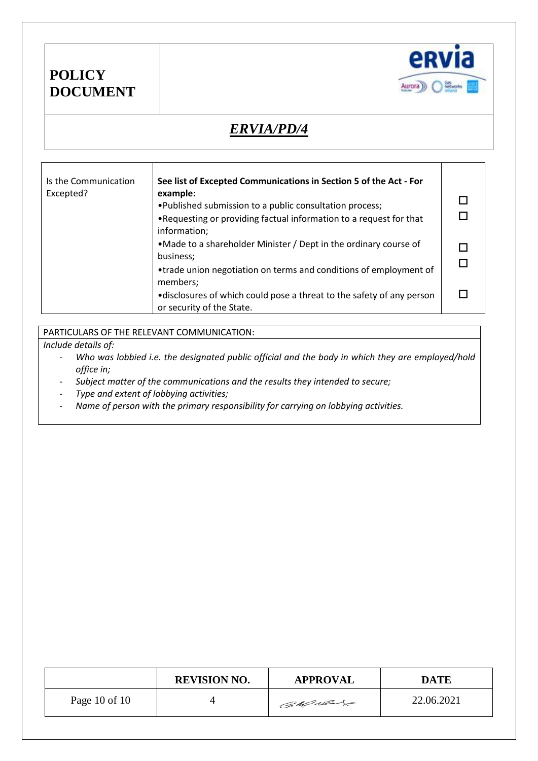| | | |
|---|---|---|
| Is the Communication Excepted? | **See list of Excepted Communications in Section 5 of the Act - For example:**<br>•Published submission to a public consultation process;<br>•Requesting or providing factual information to a request for that information;<br>•Made to a shareholder Minister / Dept in the ordinary course of business;<br>•trade union negotiation on terms and conditions of employment of members;<br>•disclosures of which could pose a threat to the safety of any person or security of the State. | ☐<br>☐<br>☐<br>☐<br>☐ |

PARTICULARS OF THE RELEVANT COMMUNICATION:

*Include details of:*

- *Who was lobbied i.e. the designated public official and the body in which they are employed/hold office in;*
- *Subject matter of the communications and the results they intended to secure;*
- *Type and extent of lobbying activities;*
- *Name of person with the primary responsibility for carrying on lobbying activities.*